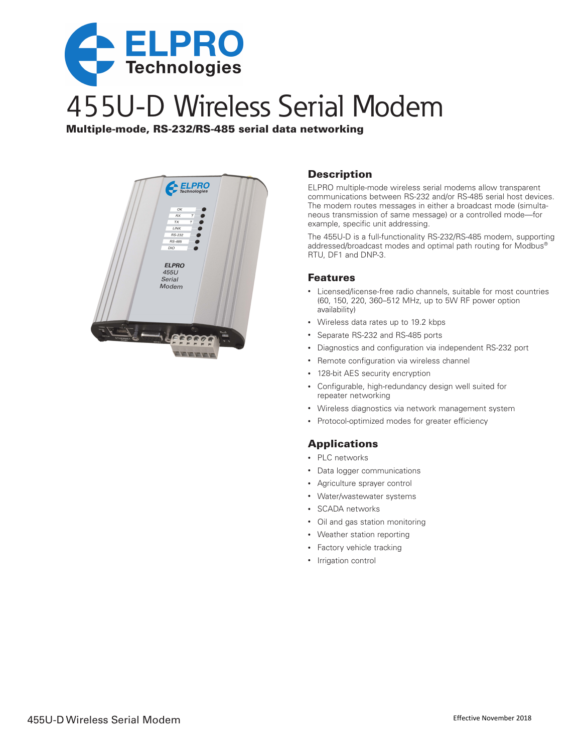# 455U-D Wireless Serial Modem

**Multiple-mode, RS-232/RS-485 serial data networking**

## Description

ELPRO multiple-mode wireless serial modems allow transparent communications between RS-232 and/or RS-485 serial host devices. The modem routes messages in either a broadcast mode (simultaneous transmission of same message) or a controlled mode—for example, specific unit addressing.

The 455U-D is a full-functionality RS-232/RS-485 modem, supporting addressed/broadcast modes and optimal path routing for Modbus® RTU, DF1 and DNP-3.

## Features

- Licensed/license-free radio channels, suitable for most countries (60, 150, 220, 360–512 MHz, up to 5W RF power option availability)
- Wireless data rates up to 19.2 kbps
- Separate RS-232 and RS-485 ports
- Diagnostics and configuration via independent RS-232 port
- Remote configuration via wireless channel
- 128-bit AES security encryption
- Configurable, high-redundancy design well suited for repeater networking
- Wireless diagnostics via network management system
- Protocol-optimized modes for greater efficiency

## Applications

- PLC networks
- Data logger communications
- Agriculture sprayer control
- Water/wastewater systems
- SCADA networks
- Oil and gas station monitoring
- Weather station reporting
- Factory vehicle tracking
- Irrigation control

Effective November 2018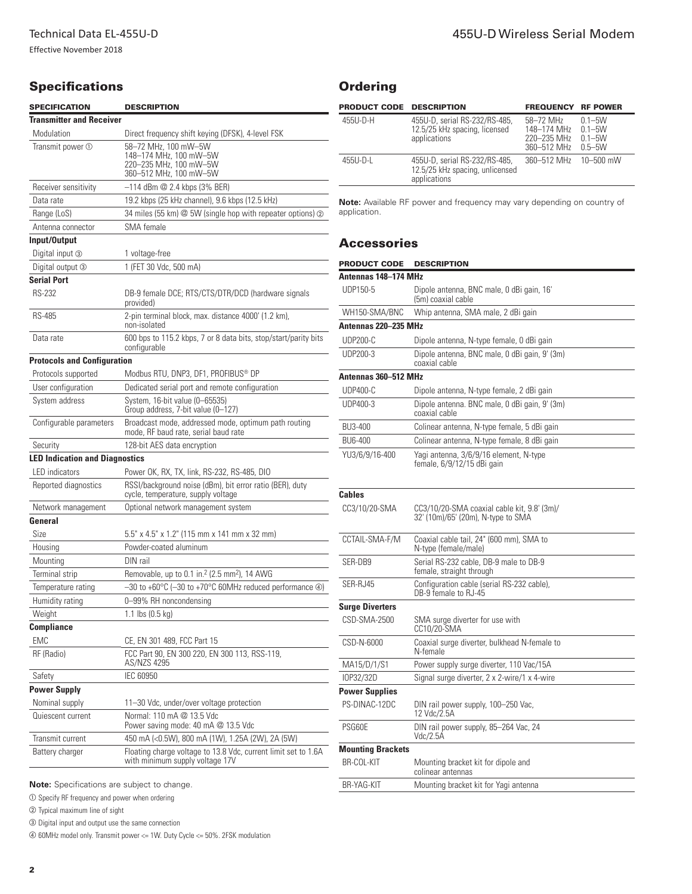## Specifications

| SPECIFICATION | DESCRIPTION |
|---|---|
| **Transmitter and Receiver** | |
| Modulation | Direct frequency shift keying (DFSK), 4-level FSK |
| Transmit power ① | 58–72 MHz, 100 mW–5W<br>148–174 MHz, 100 mW–5W<br>220–235 MHz, 100 mW–5W<br>360–512 MHz, 100 mW–5W |
| Receiver sensitivity | –114 dBm @ 2.4 kbps (3% BER) |
| Data rate | 19.2 kbps (25 kHz channel), 9.6 kbps (12.5 kHz) |
| Range (LoS) | 34 miles (55 km) @ 5W (single hop with repeater options) ② |
| Antenna connector | SMA female |
| **Input/Output** | |
| Digital input ③ | 1 voltage-free |
| Digital output ③ | 1 (FET 30 Vdc, 500 mA) |
| **Serial Port** | |
| RS-232 | DB-9 female DCE; RTS/CTS/DTR/DCD (hardware signals provided) |
| RS-485 | 2-pin terminal block, max. distance 4000' (1.2 km), non-isolated |
| Data rate | 600 bps to 115.2 kbps, 7 or 8 data bits, stop/start/parity bits configurable |
| **Protocols and Configuration** | |
| Protocols supported | Modbus RTU, DNP3, DF1, PROFIBUS® DP |
| User configuration | Dedicated serial port and remote configuration |
| System address | System, 16-bit value (0–65535)<br>Group address, 7-bit value (0–127) |
| Configurable parameters | Broadcast mode, addressed mode, optimum path routing mode, RF baud rate, serial baud rate |
| Security | 128-bit AES data encryption |
| **LED Indication and Diagnostics** | |
| LED indicators | Power OK, RX, TX, link, RS-232, RS-485, DIO |
| Reported diagnostics | RSSI/background noise (dBm), bit error ratio (BER), duty cycle, temperature, supply voltage |
| Network management | Optional network management system |
| **General** | |
| Size | 5.5" x 4.5" x 1.2" (115 mm x 141 mm x 32 mm) |
| Housing | Powder-coated aluminum |
| Mounting | DIN rail |
| Terminal strip | Removable, up to 0.1 in.$^2$ (2.5 mm$^2$), 14 AWG |
| Temperature rating | –30 to +60°C (–30 to +70°C 60MHz reduced performance ④) |
| Humidity rating | 0–99% RH noncondensing |
| Weight | 1.1 lbs (0.5 kg) |
| **Compliance** | |
| EMC | CE, EN 301 489, FCC Part 15 |
| RF (Radio) | FCC Part 90, EN 300 220, EN 300 113, RSS-119, AS/NZS 4295 |
| Safety | IEC 60950 |
| **Power Supply** | |
| Nominal supply | 11–30 Vdc, under/over voltage protection |
| Quiescent current | Normal: 110 mA @ 13.5 Vdc<br>Power saving mode: 40 mA @ 13.5 Vdc |
| Transmit current | 450 mA (<0.5W), 800 mA (1W), 1.25A (2W), 2A (5W) |
| Battery charger | Floating charge voltage to 13.8 Vdc, current limit set to 1.6A with minimum supply voltage 17V |

**Note:** Specifications are subject to change.

① Specify RF frequency and power when ordering

② Typical maximum line of sight

③ Digital input and output use the same connection

④ 60MHz model only. Transmit power <= 1W. Duty Cycle <= 50%. 2FSK modulation

## Ordering

| PRODUCT CODE | DESCRIPTION | FREQUENCY | RF POWER |
|---|---|---|---|
| 455U-D-H | 455U-D, serial RS-232/RS-485, 12.5/25 kHz spacing, licensed applications | 58–72 MHz<br>148–174 MHz<br>220–235 MHz<br>360–512 MHz | 0.1–5W<br>0.1–5W<br>0.1–5W<br>0.5–5W |
| 455U-D-L | 455U-D, serial RS-232/RS-485, 12.5/25 kHz spacing, unlicensed applications | 360–512 MHz | 10–500 mW |

**Note:** Available RF power and frequency may vary depending on country of application.

## Accessories

| PRODUCT CODE | DESCRIPTION |
|---|---|
| **Antennas 148–174 MHz** | |
| UDP150-5 | Dipole antenna, BNC male, 0 dBi gain, 16' (5m) coaxial cable |
| WH150-SMA/BNC | Whip antenna, SMA male, 2 dBi gain |
| **Antennas 220–235 MHz** | |
| UDP200-C | Dipole antenna, N-type female, 0 dBi gain |
| UDP200-3 | Dipole antenna, BNC male, 0 dBi gain, 9' (3m) coaxial cable |
| **Antennas 360–512 MHz** | |
| UDP400-C | Dipole antenna, N-type female, 2 dBi gain |
| UDP400-3 | Dipole antenna. BNC male, 0 dBi gain, 9' (3m) coaxial cable |
| BU3-400 | Colinear antenna, N-type female, 5 dBi gain |
| BU6-400 | Colinear antenna, N-type female, 8 dBi gain |
| YU3/6/9/16-400 | Yagi antenna, 3/6/9/16 element, N-type female, 6/9/12/15 dBi gain |
| **Cables** | |
| CC3/10/20-SMA | CC3/10/20-SMA coaxial cable kit, 9.8' (3m)/ 32' (10m)/65' (20m), N-type to SMA |
| CCTAIL-SMA-F/M | Coaxial cable tail, 24" (600 mm), SMA to N-type (female/male) |
| SER-DB9 | Serial RS-232 cable, DB-9 male to DB-9 female, straight through |
| SER-RJ45 | Configuration cable (serial RS-232 cable), DB-9 female to RJ-45 |
| **Surge Diverters** | |
| CSD-SMA-2500 | SMA surge diverter for use with CC10/20-SMA |
| CSD-N-6000 | Coaxial surge diverter, bulkhead N-female to N-female |
| MA15/D/1/S1 | Power supply surge diverter, 110 Vac/15A |
| IOP32/32D | Signal surge diverter, 2 x 2-wire/1 x 4-wire |
| **Power Supplies** | |
| PS-DINAC-12DC | DIN rail power supply, 100–250 Vac, 12 Vdc/2.5A |
| PSG60E | DIN rail power supply, 85–264 Vac, 24 Vdc/2.5A |
| **Mounting Brackets** | |
| BR-COL-KIT | Mounting bracket kit for dipole and colinear antennas |
| BR-YAG-KIT | Mounting bracket kit for Yagi antenna |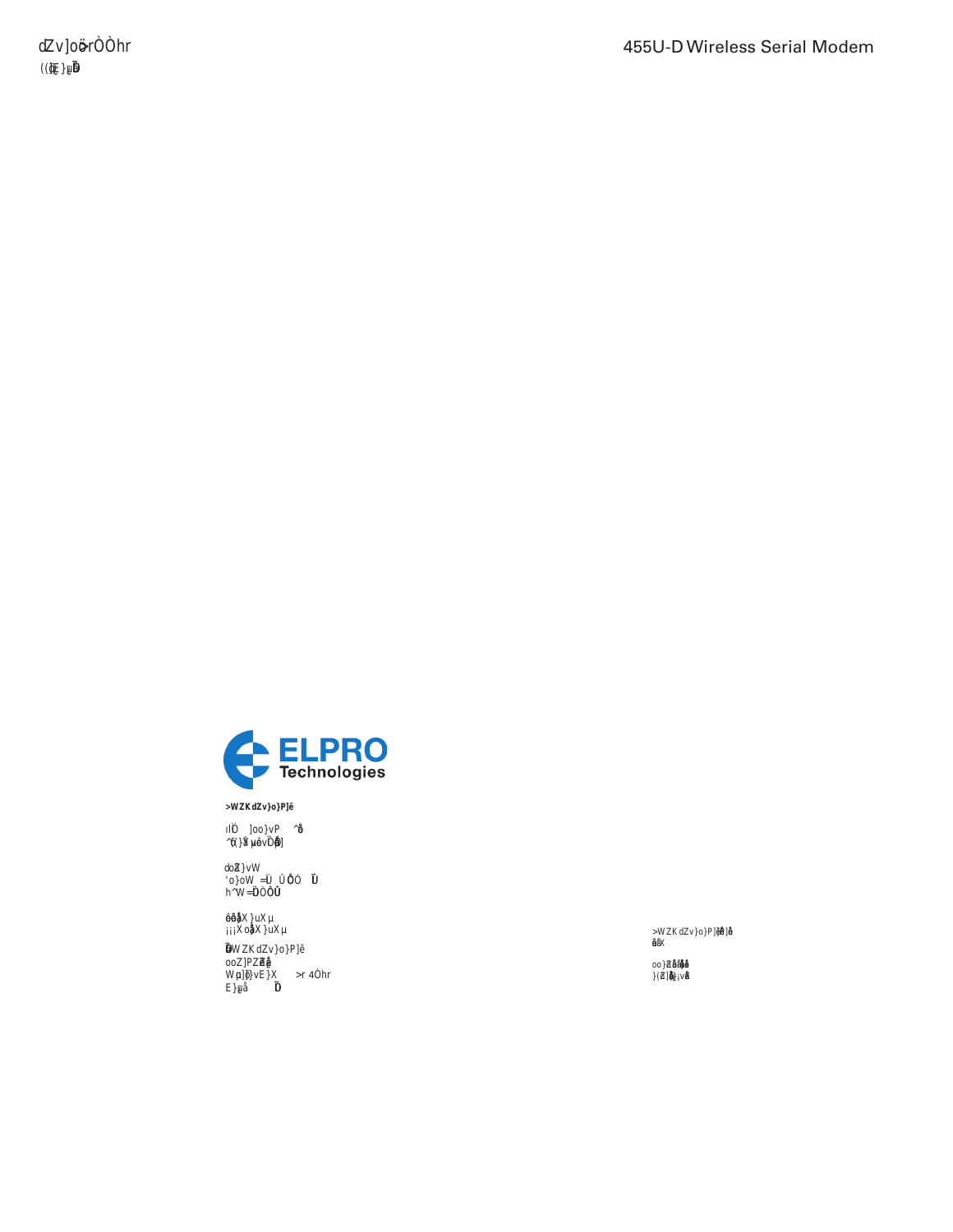ELPRO Technologies